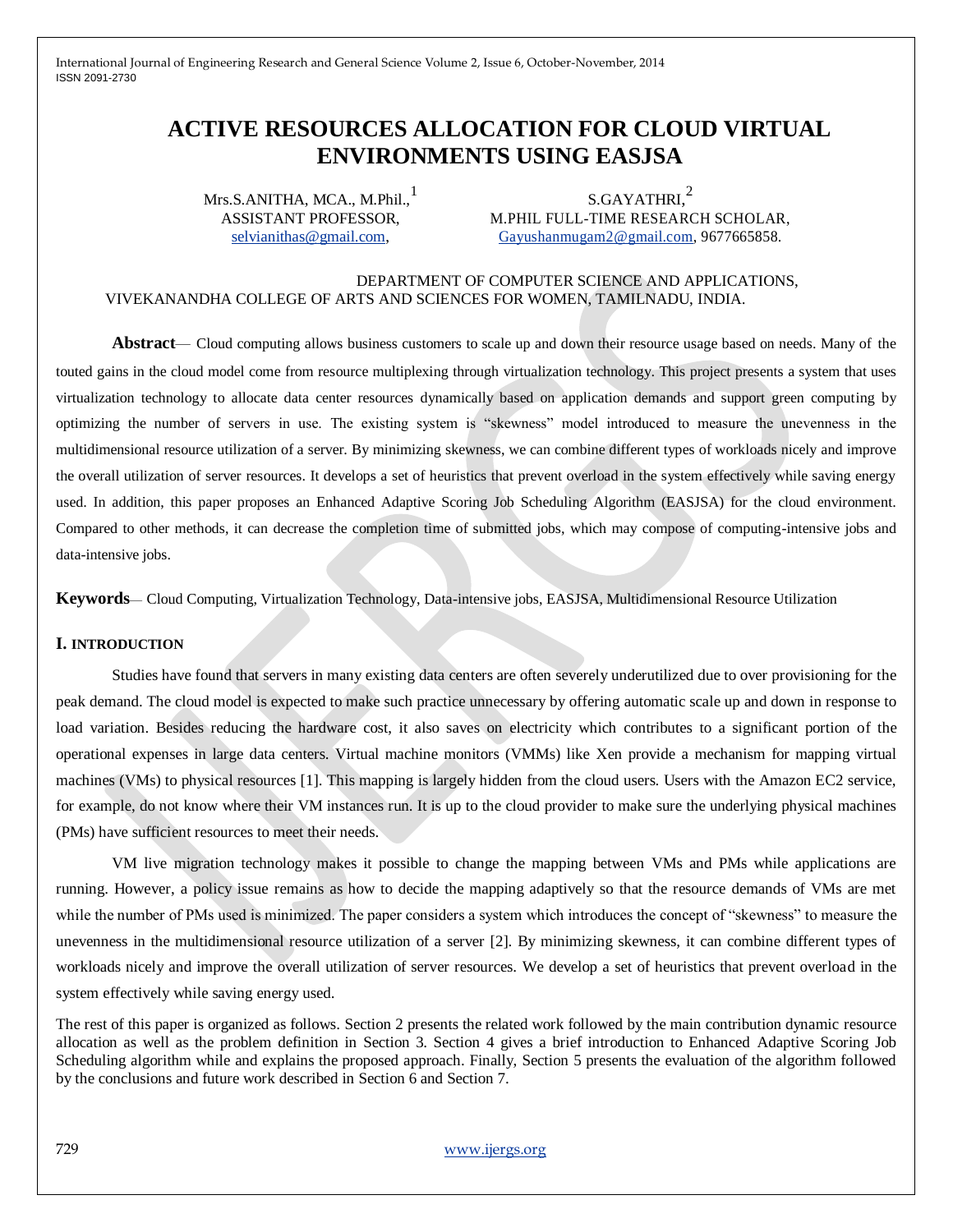# ACTIVE RESOURCES ALLOCATION FOR CLOUD VIRTUAL ENVIRONMENTS USING EASJSA

Mrs.S.ANITHA, MCA., M.Phil.,[1]
ASSISTANT PROFESSOR,
selvianithas@gmail.com,

S.GAYATHRI,[2]
M.PHIL FULL-TIME RESEARCH SCHOLAR,
Gayushanmugam2@gmail.com, 9677665858.

DEPARTMENT OF COMPUTER SCIENCE AND APPLICATIONS,
VIVEKANANDHA COLLEGE OF ARTS AND SCIENCES FOR WOMEN, TAMILNADU, INDIA.

**Abstract**— Cloud computing allows business customers to scale up and down their resource usage based on needs. Many of the touted gains in the cloud model come from resource multiplexing through virtualization technology. This project presents a system that uses virtualization technology to allocate data center resources dynamically based on application demands and support green computing by optimizing the number of servers in use. The existing system is "skewness" model introduced to measure the unevenness in the multidimensional resource utilization of a server. By minimizing skewness, we can combine different types of workloads nicely and improve the overall utilization of server resources. It develops a set of heuristics that prevent overload in the system effectively while saving energy used. In addition, this paper proposes an Enhanced Adaptive Scoring Job Scheduling Algorithm (EASJSA) for the cloud environment. Compared to other methods, it can decrease the completion time of submitted jobs, which may compose of computing-intensive jobs and data-intensive jobs.

**Keywords**— Cloud Computing, Virtualization Technology, Data-intensive jobs, EASJSA, Multidimensional Resource Utilization

## I. INTRODUCTION

Studies have found that servers in many existing data centers are often severely underutilized due to over provisioning for the peak demand. The cloud model is expected to make such practice unnecessary by offering automatic scale up and down in response to load variation. Besides reducing the hardware cost, it also saves on electricity which contributes to a significant portion of the operational expenses in large data centers. Virtual machine monitors (VMMs) like Xen provide a mechanism for mapping virtual machines (VMs) to physical resources [1]. This mapping is largely hidden from the cloud users. Users with the Amazon EC2 service, for example, do not know where their VM instances run. It is up to the cloud provider to make sure the underlying physical machines (PMs) have sufficient resources to meet their needs.

VM live migration technology makes it possible to change the mapping between VMs and PMs while applications are running. However, a policy issue remains as how to decide the mapping adaptively so that the resource demands of VMs are met while the number of PMs used is minimized. The paper considers a system which introduces the concept of "skewness" to measure the unevenness in the multidimensional resource utilization of a server [2]. By minimizing skewness, it can combine different types of workloads nicely and improve the overall utilization of server resources. We develop a set of heuristics that prevent overload in the system effectively while saving energy used.

The rest of this paper is organized as follows. Section 2 presents the related work followed by the main contribution dynamic resource allocation as well as the problem definition in Section 3. Section 4 gives a brief introduction to Enhanced Adaptive Scoring Job Scheduling algorithm while and explains the proposed approach. Finally, Section 5 presents the evaluation of the algorithm followed by the conclusions and future work described in Section 6 and Section 7.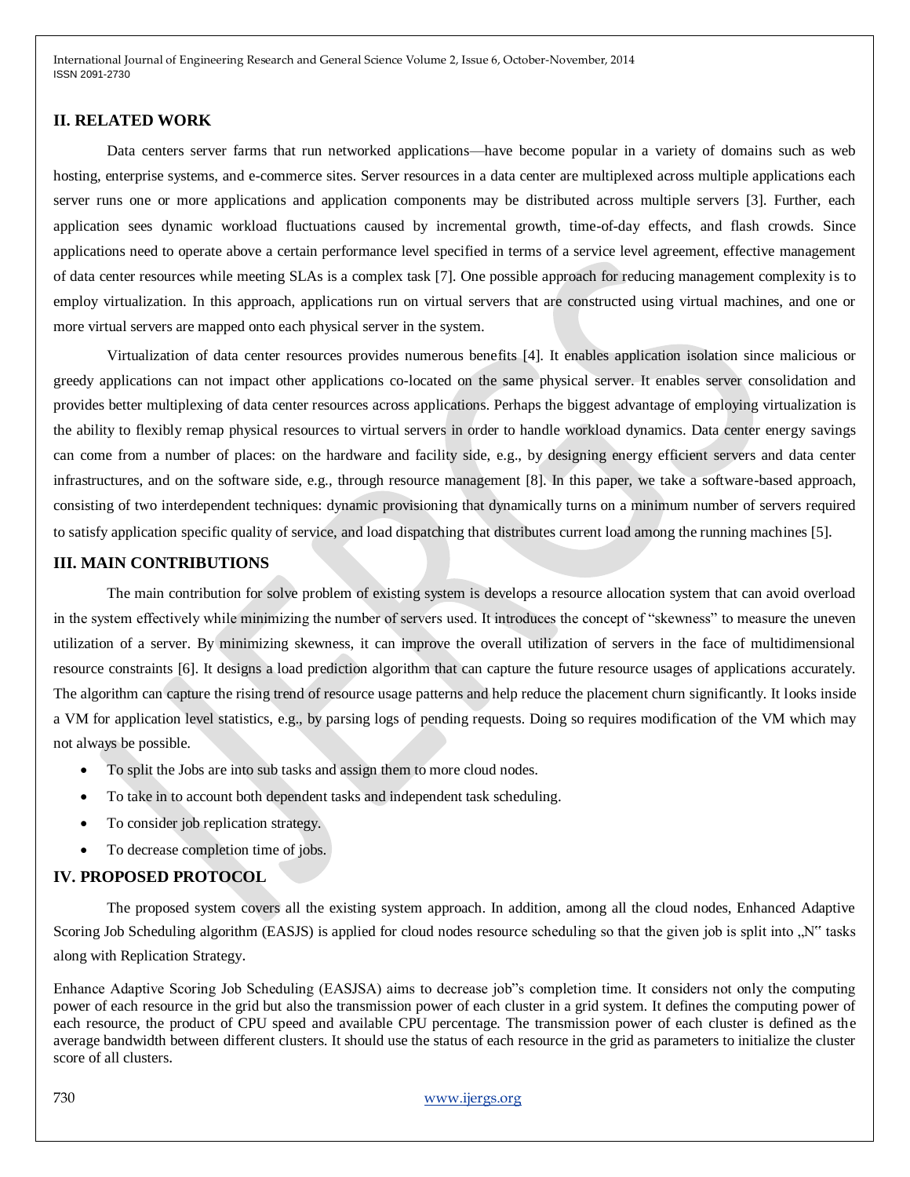## II. RELATED WORK

Data centers server farms that run networked applications—have become popular in a variety of domains such as web hosting, enterprise systems, and e-commerce sites. Server resources in a data center are multiplexed across multiple applications each server runs one or more applications and application components may be distributed across multiple servers [3]. Further, each application sees dynamic workload fluctuations caused by incremental growth, time-of-day effects, and flash crowds. Since applications need to operate above a certain performance level specified in terms of a service level agreement, effective management of data center resources while meeting SLAs is a complex task [7]. One possible approach for reducing management complexity is to employ virtualization. In this approach, applications run on virtual servers that are constructed using virtual machines, and one or more virtual servers are mapped onto each physical server in the system.

Virtualization of data center resources provides numerous benefits [4]. It enables application isolation since malicious or greedy applications can not impact other applications co-located on the same physical server. It enables server consolidation and provides better multiplexing of data center resources across applications. Perhaps the biggest advantage of employing virtualization is the ability to flexibly remap physical resources to virtual servers in order to handle workload dynamics. Data center energy savings can come from a number of places: on the hardware and facility side, e.g., by designing energy efficient servers and data center infrastructures, and on the software side, e.g., through resource management [8]. In this paper, we take a software-based approach, consisting of two interdependent techniques: dynamic provisioning that dynamically turns on a minimum number of servers required to satisfy application specific quality of service, and load dispatching that distributes current load among the running machines [5].

## III. MAIN CONTRIBUTIONS

The main contribution for solve problem of existing system is develops a resource allocation system that can avoid overload in the system effectively while minimizing the number of servers used. It introduces the concept of "skewness" to measure the uneven utilization of a server. By minimizing skewness, it can improve the overall utilization of servers in the face of multidimensional resource constraints [6]. It designs a load prediction algorithm that can capture the future resource usages of applications accurately. The algorithm can capture the rising trend of resource usage patterns and help reduce the placement churn significantly. It looks inside a VM for application level statistics, e.g., by parsing logs of pending requests. Doing so requires modification of the VM which may not always be possible.

- To split the Jobs are into sub tasks and assign them to more cloud nodes.
- To take in to account both dependent tasks and independent task scheduling.
- To consider job replication strategy.
- To decrease completion time of jobs.

## IV. PROPOSED PROTOCOL

The proposed system covers all the existing system approach. In addition, among all the cloud nodes, Enhanced Adaptive Scoring Job Scheduling algorithm (EASJS) is applied for cloud nodes resource scheduling so that the given job is split into „N" tasks along with Replication Strategy.

Enhance Adaptive Scoring Job Scheduling (EASJSA) aims to decrease job"s completion time. It considers not only the computing power of each resource in the grid but also the transmission power of each cluster in a grid system. It defines the computing power of each resource, the product of CPU speed and available CPU percentage. The transmission power of each cluster is defined as the average bandwidth between different clusters. It should use the status of each resource in the grid as parameters to initialize the cluster score of all clusters.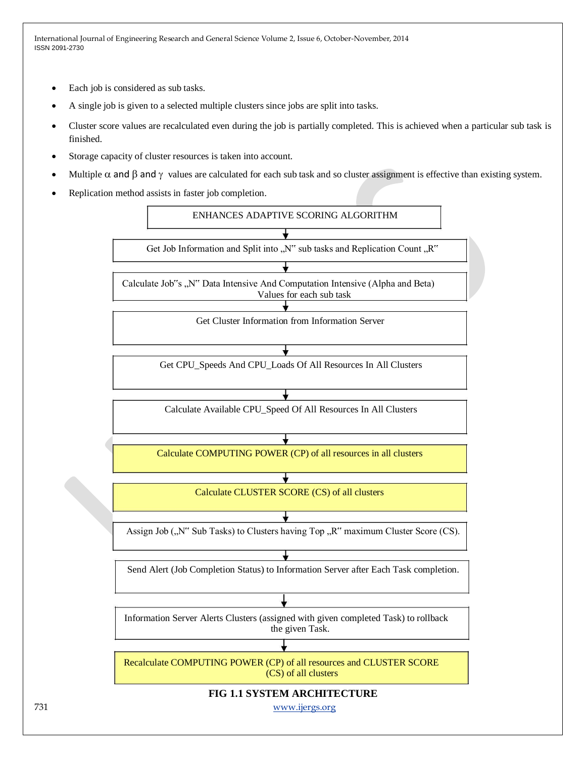- Each job is considered as sub tasks.
- A single job is given to a selected multiple clusters since jobs are split into tasks.
- Cluster score values are recalculated even during the job is partially completed. This is achieved when a particular sub task is finished.
- Storage capacity of cluster resources is taken into account.
- Multiple $\alpha$ and $\beta$ and $\gamma$ values are calculated for each sub task and so cluster assignment is effective than existing system.
- Replication method assists in faster job completion.

ENHANCES ADAPTIVE SCORING ALGORITHM

↓

Get Job Information and Split into „N" sub tasks and Replication Count „R"

↓

Calculate Job"s „N" Data Intensive And Computation Intensive (Alpha and Beta) Values for each sub task

↓

Get Cluster Information from Information Server

↓

Get CPU_Speeds And CPU_Loads Of All Resources In All Clusters

↓

Calculate Available CPU_Speed Of All Resources In All Clusters

↓

Calculate COMPUTING POWER (CP) of all resources in all clusters

↓

Calculate CLUSTER SCORE (CS) of all clusters

↓

Assign Job („N" Sub Tasks) to Clusters having Top „R" maximum Cluster Score (CS).

↓

Send Alert (Job Completion Status) to Information Server after Each Task completion.

↓

Information Server Alerts Clusters (assigned with given completed Task) to rollback the given Task.

↓

Recalculate COMPUTING POWER (CP) of all resources and CLUSTER SCORE (CS) of all clusters

**FIG 1.1 SYSTEM ARCHITECTURE**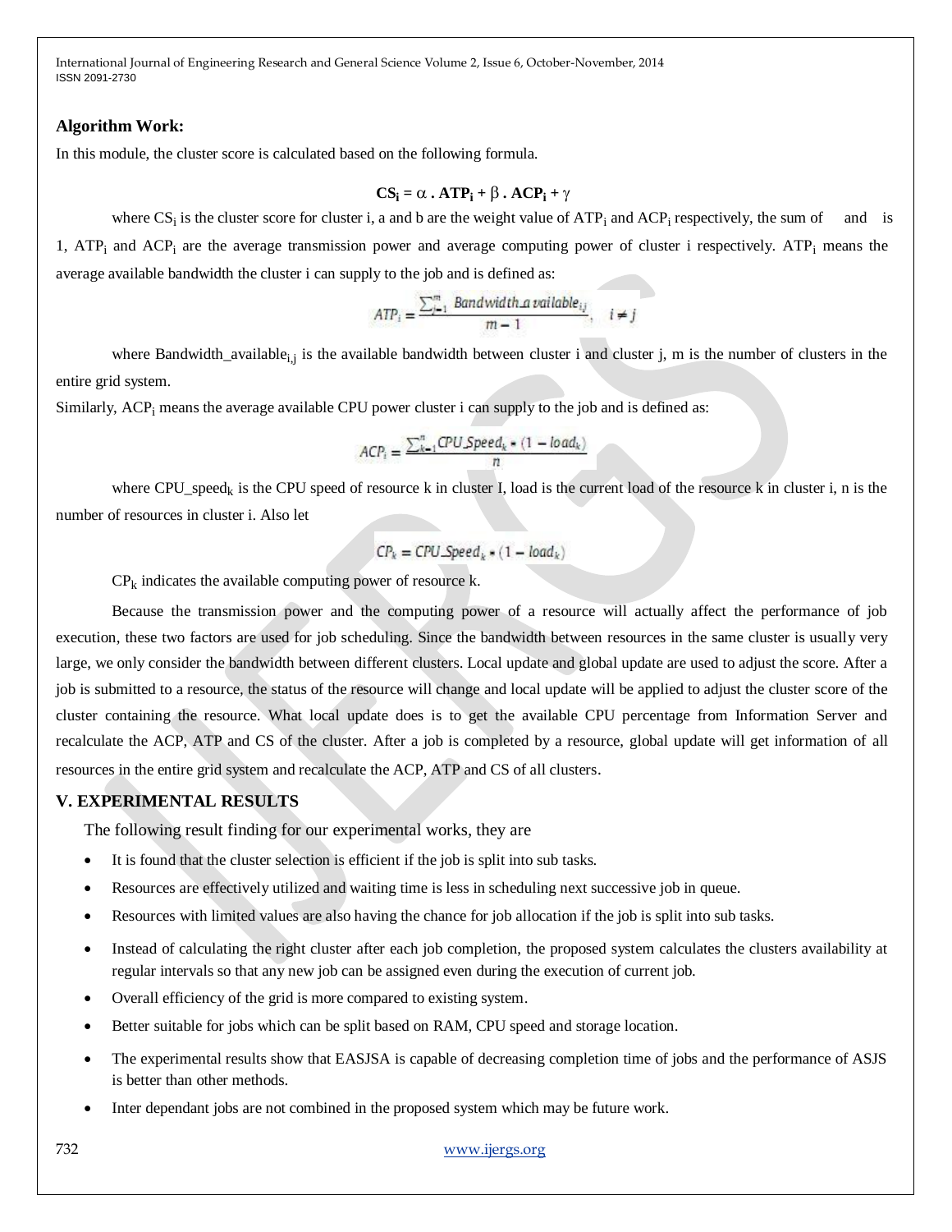**Algorithm Work:**

In this module, the cluster score is calculated based on the following formula.

$$CS_i = \alpha \,.\, ATP_i + \beta \,.\, ACP_i + \gamma$$

where $CS_i$ is the cluster score for cluster i, a and b are the weight value of $ATP_i$ and $ACP_i$ respectively, the sum of and is 1, $ATP_i$ and $ACP_i$ are the average transmission power and average computing power of cluster i respectively. $ATP_i$ means the average available bandwidth the cluster i can supply to the job and is defined as:

$$ATP_i = \frac{\sum_{j=1}^{m} Bandwidth\_available_{i,j}}{m-1}, \quad i \neq j$$

where $Bandwidth\_available_{i,j}$ is the available bandwidth between cluster i and cluster j, m is the number of clusters in the entire grid system.

Similarly, $ACP_i$ means the average available CPU power cluster i can supply to the job and is defined as:

$$ACP_i = \frac{\sum_{k=1}^{n} CPU\_Speed_k * (1 - load_k)}{n}$$

where $CPU\_speed_k$ is the CPU speed of resource k in cluster I, load is the current load of the resource k in cluster i, n is the number of resources in cluster i. Also let

$$CP_k = CPU\_Speed_k * (1 - load_k)$$

$CP_k$ indicates the available computing power of resource k.

Because the transmission power and the computing power of a resource will actually affect the performance of job execution, these two factors are used for job scheduling. Since the bandwidth between resources in the same cluster is usually very large, we only consider the bandwidth between different clusters. Local update and global update are used to adjust the score. After a job is submitted to a resource, the status of the resource will change and local update will be applied to adjust the cluster score of the cluster containing the resource. What local update does is to get the available CPU percentage from Information Server and recalculate the ACP, ATP and CS of the cluster. After a job is completed by a resource, global update will get information of all resources in the entire grid system and recalculate the ACP, ATP and CS of all clusters.

## V. EXPERIMENTAL RESULTS

The following result finding for our experimental works, they are

- It is found that the cluster selection is efficient if the job is split into sub tasks.
- Resources are effectively utilized and waiting time is less in scheduling next successive job in queue.
- Resources with limited values are also having the chance for job allocation if the job is split into sub tasks.
- Instead of calculating the right cluster after each job completion, the proposed system calculates the clusters availability at regular intervals so that any new job can be assigned even during the execution of current job.
- Overall efficiency of the grid is more compared to existing system.
- Better suitable for jobs which can be split based on RAM, CPU speed and storage location.
- The experimental results show that EASJSA is capable of decreasing completion time of jobs and the performance of ASJS is better than other methods.
- Inter dependant jobs are not combined in the proposed system which may be future work.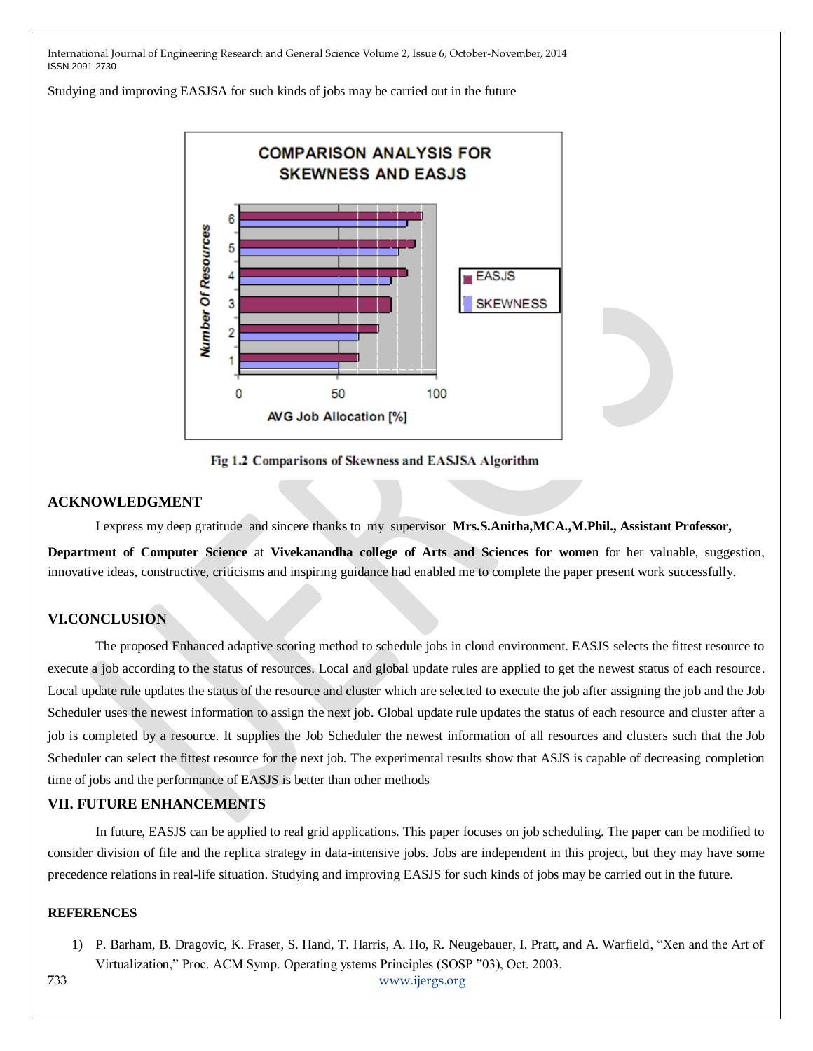Studying and improving EASJSA for such kinds of jobs may be carried out in the future

Fig 1.2 Comparisons of Skewness and EASJSA Algorithm

## ACKNOWLEDGMENT

I express my deep gratitude and sincere thanks to my supervisor **Mrs.S.Anitha,MCA.,M.Phil., Assistant Professor, Department of Computer Science** at **Vivekanandha college of Arts and Sciences for wome**n for her valuable, suggestion, innovative ideas, constructive, criticisms and inspiring guidance had enabled me to complete the paper present work successfully.

## VI.CONCLUSION

The proposed Enhanced adaptive scoring method to schedule jobs in cloud environment. EASJS selects the fittest resource to execute a job according to the status of resources. Local and global update rules are applied to get the newest status of each resource. Local update rule updates the status of the resource and cluster which are selected to execute the job after assigning the job and the Job Scheduler uses the newest information to assign the next job. Global update rule updates the status of each resource and cluster after a job is completed by a resource. It supplies the Job Scheduler the newest information of all resources and clusters such that the Job Scheduler can select the fittest resource for the next job. The experimental results show that ASJS is capable of decreasing completion time of jobs and the performance of EASJS is better than other methods

## VII. FUTURE ENHANCEMENTS

In future, EASJS can be applied to real grid applications. This paper focuses on job scheduling. The paper can be modified to consider division of file and the replica strategy in data-intensive jobs. Jobs are independent in this project, but they may have some precedence relations in real-life situation. Studying and improving EASJS for such kinds of jobs may be carried out in the future.

## REFERENCES

1) P. Barham, B. Dragovic, K. Fraser, S. Hand, T. Harris, A. Ho, R. Neugebauer, I. Pratt, and A. Warfield, "Xen and the Art of Virtualization," Proc. ACM Symp. Operating ystems Principles (SOSP "03), Oct. 2003.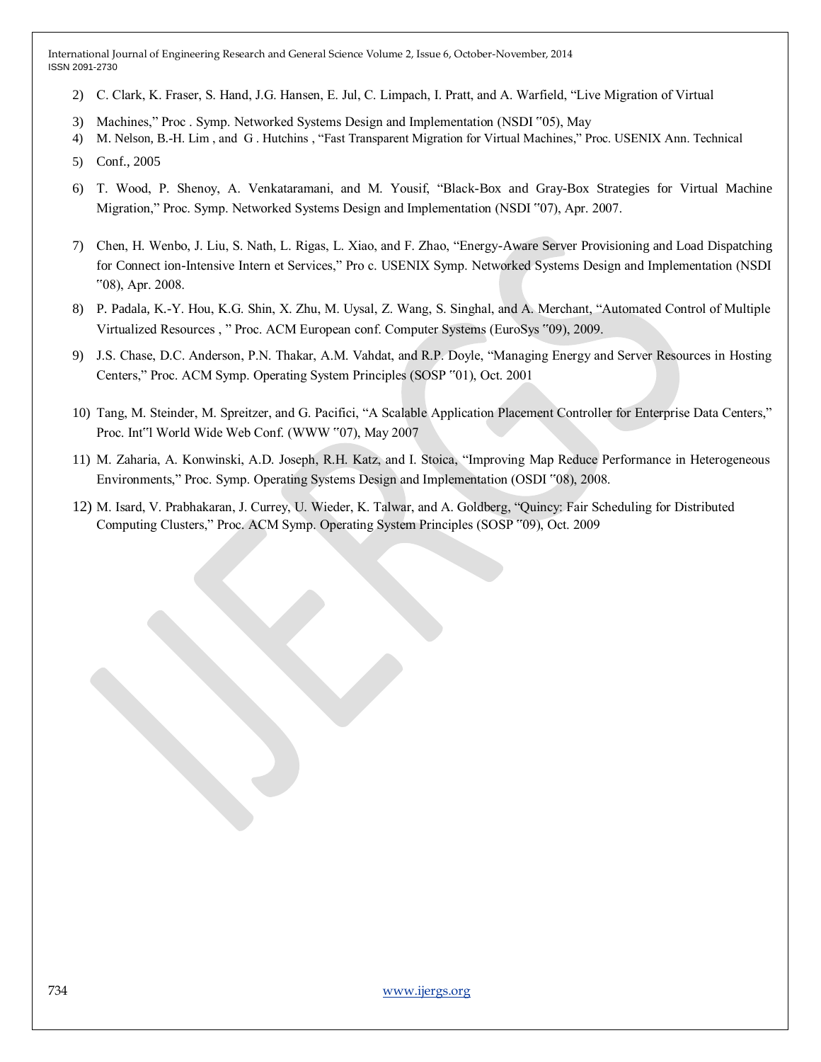2) C. Clark, K. Fraser, S. Hand, J.G. Hansen, E. Jul, C. Limpach, I. Pratt, and A. Warfield, "Live Migration of Virtual
3) Machines," Proc . Symp. Networked Systems Design and Implementation (NSDI "05), May
4) M. Nelson, B.-H. Lim , and G . Hutchins , "Fast Transparent Migration for Virtual Machines," Proc. USENIX Ann. Technical
5) Conf., 2005
6) T. Wood, P. Shenoy, A. Venkataramani, and M. Yousif, "Black-Box and Gray-Box Strategies for Virtual Machine Migration," Proc. Symp. Networked Systems Design and Implementation (NSDI "07), Apr. 2007.
7) Chen, H. Wenbo, J. Liu, S. Nath, L. Rigas, L. Xiao, and F. Zhao, "Energy-Aware Server Provisioning and Load Dispatching for Connect ion-Intensive Intern et Services," Pro c. USENIX Symp. Networked Systems Design and Implementation (NSDI "08), Apr. 2008.
8) P. Padala, K.-Y. Hou, K.G. Shin, X. Zhu, M. Uysal, Z. Wang, S. Singhal, and A. Merchant, "Automated Control of Multiple Virtualized Resources , " Proc. ACM European conf. Computer Systems (EuroSys "09), 2009.
9) J.S. Chase, D.C. Anderson, P.N. Thakar, A.M. Vahdat, and R.P. Doyle, "Managing Energy and Server Resources in Hosting Centers," Proc. ACM Symp. Operating System Principles (SOSP "01), Oct. 2001
10) Tang, M. Steinder, M. Spreitzer, and G. Pacifici, "A Scalable Application Placement Controller for Enterprise Data Centers," Proc. Int"l World Wide Web Conf. (WWW "07), May 2007
11) M. Zaharia, A. Konwinski, A.D. Joseph, R.H. Katz, and I. Stoica, "Improving Map Reduce Performance in Heterogeneous Environments," Proc. Symp. Operating Systems Design and Implementation (OSDI "08), 2008.
12) M. Isard, V. Prabhakaran, J. Currey, U. Wieder, K. Talwar, and A. Goldberg, "Quincy: Fair Scheduling for Distributed Computing Clusters," Proc. ACM Symp. Operating System Principles (SOSP "09), Oct. 2009